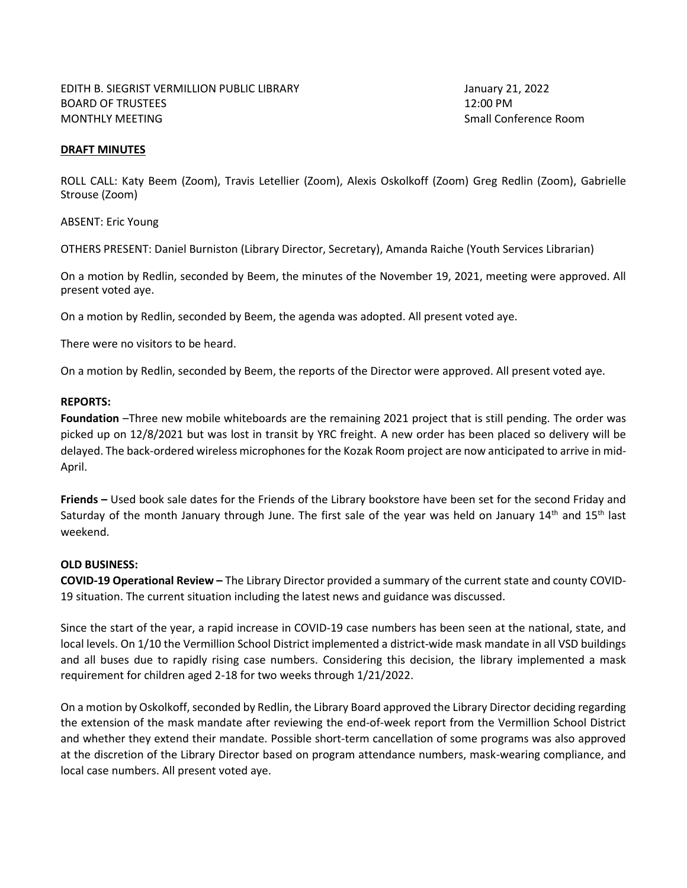EDITH B. SIEGRIST VERMILLION PUBLIC LIBRARY
BOARD OF TRUSTEES
MONTHLY MEETING

January 21, 2022
12:00 PM
Small Conference Room

**DRAFT MINUTES**

ROLL CALL: Katy Beem (Zoom), Travis Letellier (Zoom), Alexis Oskolkoff (Zoom) Greg Redlin (Zoom), Gabrielle Strouse (Zoom)

ABSENT: Eric Young

OTHERS PRESENT: Daniel Burniston (Library Director, Secretary), Amanda Raiche (Youth Services Librarian)

On a motion by Redlin, seconded by Beem, the minutes of the November 19, 2021, meeting were approved. All present voted aye.

On a motion by Redlin, seconded by Beem, the agenda was adopted. All present voted aye.

There were no visitors to be heard.

On a motion by Redlin, seconded by Beem, the reports of the Director were approved. All present voted aye.

**REPORTS:**

**Foundation** –Three new mobile whiteboards are the remaining 2021 project that is still pending. The order was picked up on 12/8/2021 but was lost in transit by YRC freight. A new order has been placed so delivery will be delayed. The back-ordered wireless microphones for the Kozak Room project are now anticipated to arrive in mid-April.

**Friends –** Used book sale dates for the Friends of the Library bookstore have been set for the second Friday and Saturday of the month January through June. The first sale of the year was held on January 14th and 15th last weekend.

**OLD BUSINESS:**

**COVID-19 Operational Review –** The Library Director provided a summary of the current state and county COVID-19 situation. The current situation including the latest news and guidance was discussed.

Since the start of the year, a rapid increase in COVID-19 case numbers has been seen at the national, state, and local levels. On 1/10 the Vermillion School District implemented a district-wide mask mandate in all VSD buildings and all buses due to rapidly rising case numbers. Considering this decision, the library implemented a mask requirement for children aged 2-18 for two weeks through 1/21/2022.

On a motion by Oskolkoff, seconded by Redlin, the Library Board approved the Library Director deciding regarding the extension of the mask mandate after reviewing the end-of-week report from the Vermillion School District and whether they extend their mandate. Possible short-term cancellation of some programs was also approved at the discretion of the Library Director based on program attendance numbers, mask-wearing compliance, and local case numbers. All present voted aye.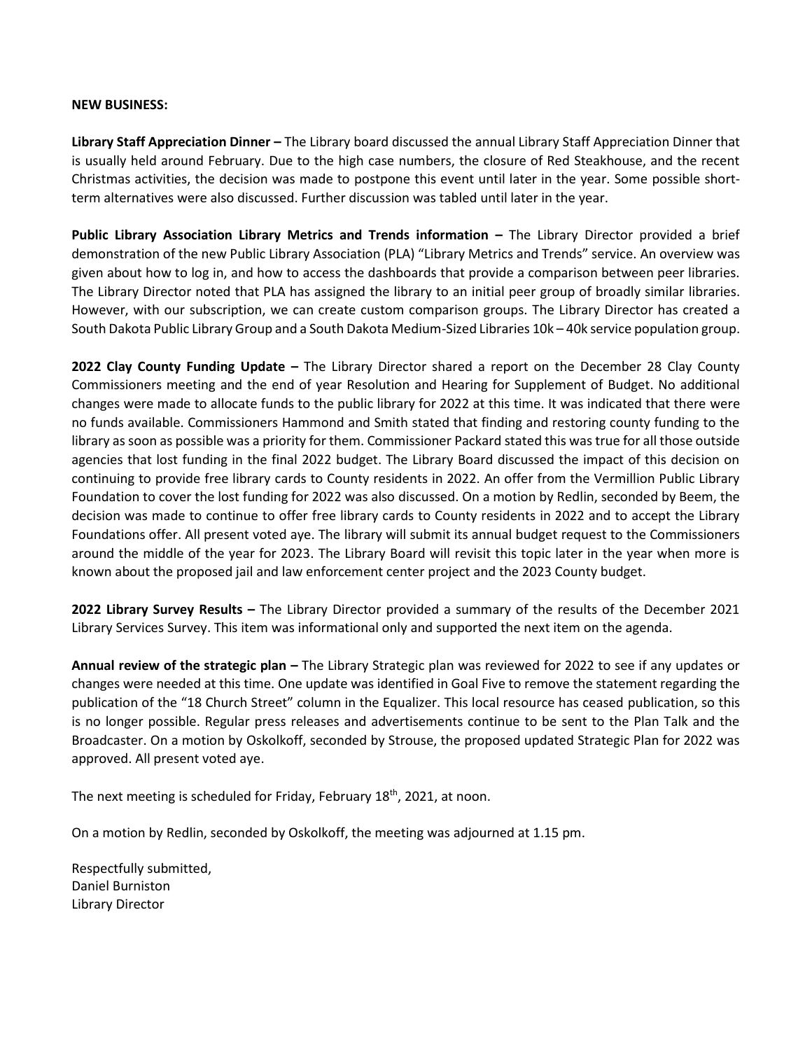**NEW BUSINESS:**

**Library Staff Appreciation Dinner –** The Library board discussed the annual Library Staff Appreciation Dinner that is usually held around February. Due to the high case numbers, the closure of Red Steakhouse, and the recent Christmas activities, the decision was made to postpone this event until later in the year. Some possible short-term alternatives were also discussed. Further discussion was tabled until later in the year.

**Public Library Association Library Metrics and Trends information –** The Library Director provided a brief demonstration of the new Public Library Association (PLA) "Library Metrics and Trends" service. An overview was given about how to log in, and how to access the dashboards that provide a comparison between peer libraries. The Library Director noted that PLA has assigned the library to an initial peer group of broadly similar libraries. However, with our subscription, we can create custom comparison groups. The Library Director has created a South Dakota Public Library Group and a South Dakota Medium-Sized Libraries 10k – 40k service population group.

**2022 Clay County Funding Update –** The Library Director shared a report on the December 28 Clay County Commissioners meeting and the end of year Resolution and Hearing for Supplement of Budget. No additional changes were made to allocate funds to the public library for 2022 at this time. It was indicated that there were no funds available. Commissioners Hammond and Smith stated that finding and restoring county funding to the library as soon as possible was a priority for them. Commissioner Packard stated this was true for all those outside agencies that lost funding in the final 2022 budget. The Library Board discussed the impact of this decision on continuing to provide free library cards to County residents in 2022. An offer from the Vermillion Public Library Foundation to cover the lost funding for 2022 was also discussed. On a motion by Redlin, seconded by Beem, the decision was made to continue to offer free library cards to County residents in 2022 and to accept the Library Foundations offer. All present voted aye. The library will submit its annual budget request to the Commissioners around the middle of the year for 2023. The Library Board will revisit this topic later in the year when more is known about the proposed jail and law enforcement center project and the 2023 County budget.

**2022 Library Survey Results –** The Library Director provided a summary of the results of the December 2021 Library Services Survey. This item was informational only and supported the next item on the agenda.

**Annual review of the strategic plan –** The Library Strategic plan was reviewed for 2022 to see if any updates or changes were needed at this time. One update was identified in Goal Five to remove the statement regarding the publication of the "18 Church Street" column in the Equalizer. This local resource has ceased publication, so this is no longer possible. Regular press releases and advertisements continue to be sent to the Plan Talk and the Broadcaster. On a motion by Oskolkoff, seconded by Strouse, the proposed updated Strategic Plan for 2022 was approved. All present voted aye.

The next meeting is scheduled for Friday, February 18th, 2021, at noon.

On a motion by Redlin, seconded by Oskolkoff, the meeting was adjourned at 1.15 pm.

Respectfully submitted,
Daniel Burniston
Library Director